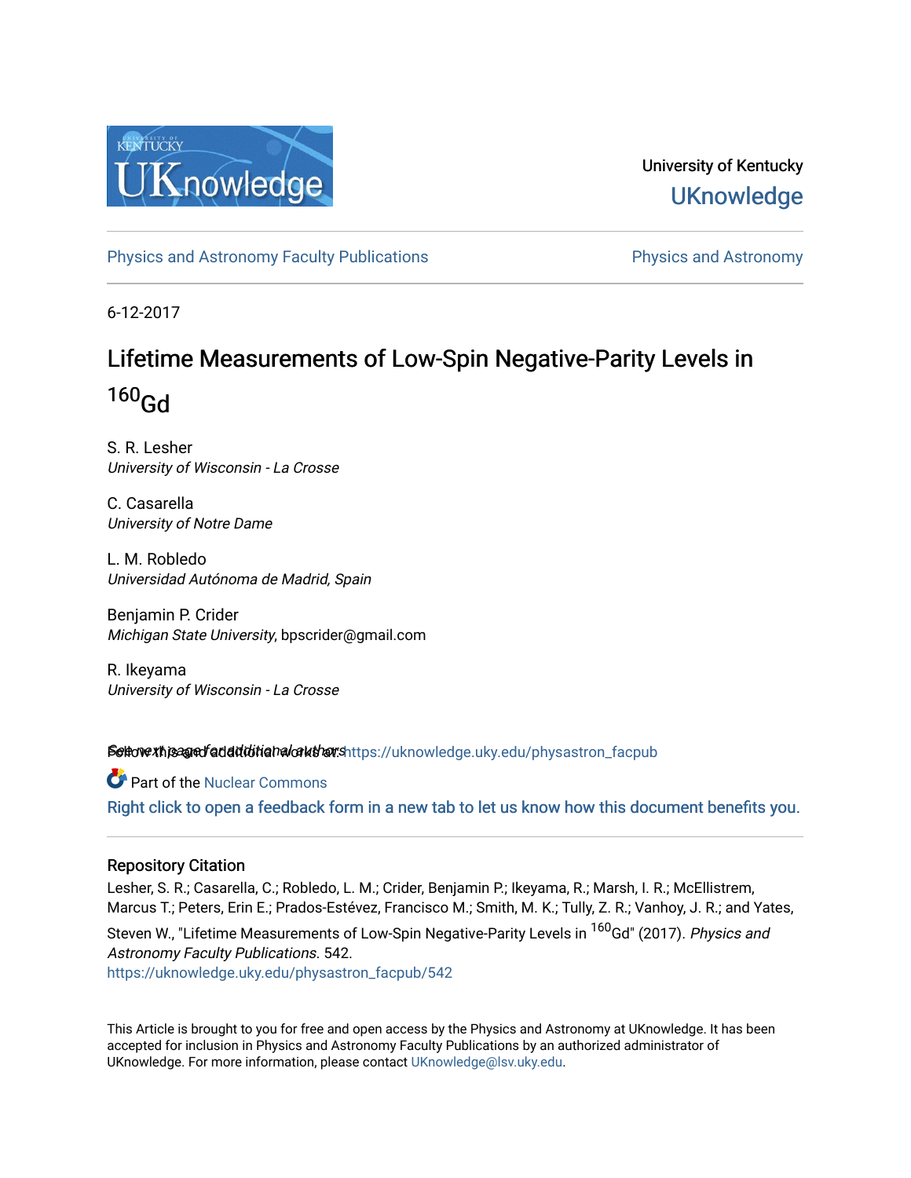University of Kentucky

UKnowledge

Physics and Astronomy Faculty Publications

Physics and Astronomy

6-12-2017

# Lifetime Measurements of Low-Spin Negative-Parity Levels in $^{160}$Gd

S. R. Lesher
*University of Wisconsin - La Crosse*

C. Casarella
*University of Notre Dame*

L. M. Robledo
*Universidad Autónoma de Madrid, Spain*

Benjamin P. Crider
*Michigan State University*, bpscrider@gmail.com

R. Ikeyama
*University of Wisconsin - La Crosse*

See next page for additional authors

Follow this and additional works at: https://uknowledge.uky.edu/physastron_facpub

Part of the Nuclear Commons

Right click to open a feedback form in a new tab to let us know how this document benefits you.

## Repository Citation

Lesher, S. R.; Casarella, C.; Robledo, L. M.; Crider, Benjamin P.; Ikeyama, R.; Marsh, I. R.; McEllistrem, Marcus T.; Peters, Erin E.; Prados-Estévez, Francisco M.; Smith, M. K.; Tully, Z. R.; Vanhoy, J. R.; and Yates, Steven W., "Lifetime Measurements of Low-Spin Negative-Parity Levels in $^{160}$Gd" (2017). *Physics and Astronomy Faculty Publications*. 542.
https://uknowledge.uky.edu/physastron_facpub/542

This Article is brought to you for free and open access by the Physics and Astronomy at UKnowledge. It has been accepted for inclusion in Physics and Astronomy Faculty Publications by an authorized administrator of UKnowledge. For more information, please contact UKnowledge@lsv.uky.edu.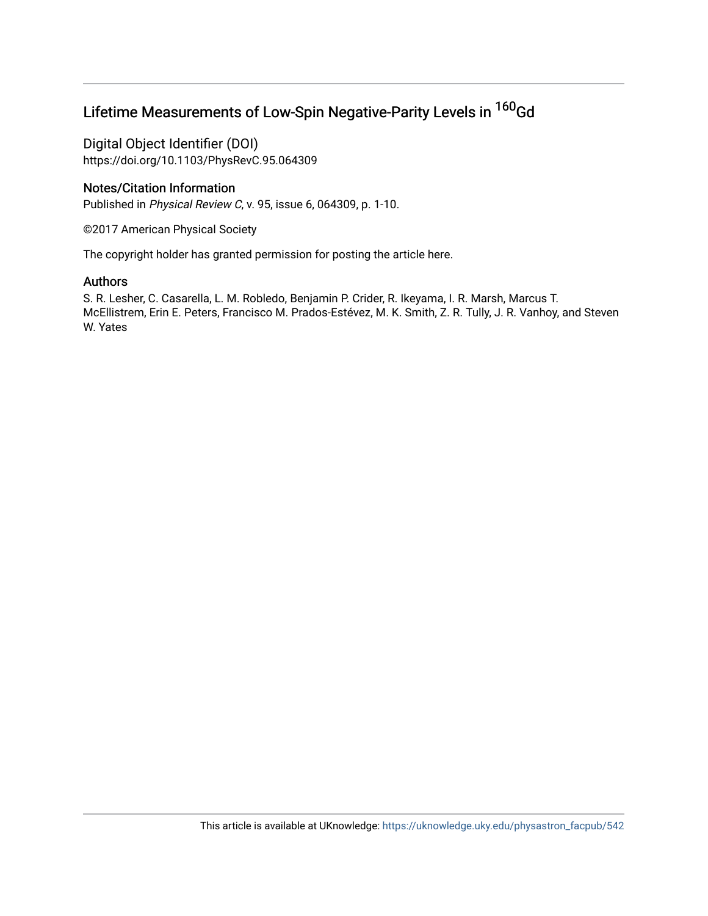# Lifetime Measurements of Low-Spin Negative-Parity Levels in $^{160}$Gd

## Digital Object Identifier (DOI)

https://doi.org/10.1103/PhysRevC.95.064309

## Notes/Citation Information

Published in *Physical Review C*, v. 95, issue 6, 064309, p. 1-10.

©2017 American Physical Society

The copyright holder has granted permission for posting the article here.

## Authors

S. R. Lesher, C. Casarella, L. M. Robledo, Benjamin P. Crider, R. Ikeyama, I. R. Marsh, Marcus T. McEllistrem, Erin E. Peters, Francisco M. Prados-Estévez, M. K. Smith, Z. R. Tully, J. R. Vanhoy, and Steven W. Yates

This article is available at UKnowledge: https://uknowledge.uky.edu/physastron_facpub/542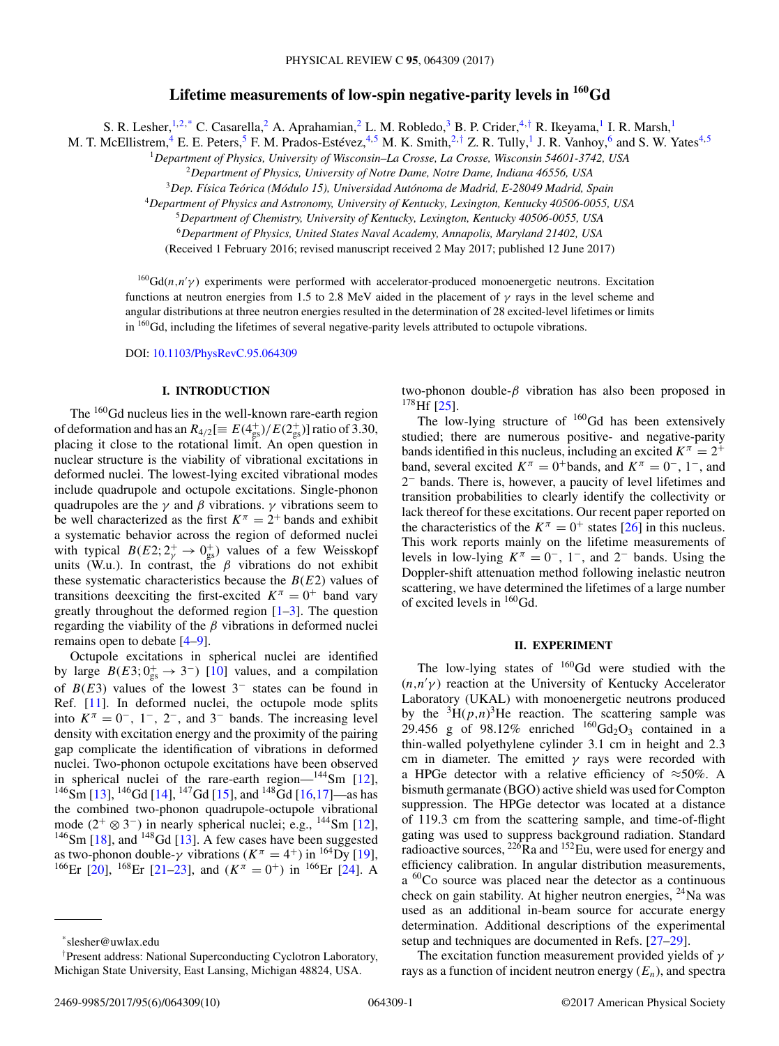# Lifetime measurements of low-spin negative-parity levels in $^{160}$Gd

S. R. Lesher,[1,2,*] C. Casarella,[2] A. Aprahamian,[2] L. M. Robledo,[3] B. P. Crider,[4,†] R. Ikeyama,[1] I. R. Marsh,[1] M. T. McEllistrem,[4] E. E. Peters,[5] F. M. Prados-Estévez,[4,5] M. K. Smith,[2,†] Z. R. Tully,[1] J. R. Vanhoy,[6] and S. W. Yates[4,5]

[1]*Department of Physics, University of Wisconsin–La Crosse, La Crosse, Wisconsin 54601-3742, USA*
[2]*Department of Physics, University of Notre Dame, Notre Dame, Indiana 46556, USA*
[3]*Dep. Física Teórica (Módulo 15), Universidad Autónoma de Madrid, E-28049 Madrid, Spain*
[4]*Department of Physics and Astronomy, University of Kentucky, Lexington, Kentucky 40506-0055, USA*
[5]*Department of Chemistry, University of Kentucky, Lexington, Kentucky 40506-0055, USA*
[6]*Department of Physics, United States Naval Academy, Annapolis, Maryland 21402, USA*

(Received 1 February 2016; revised manuscript received 2 May 2017; published 12 June 2017)

$^{160}$Gd$(n,n'\gamma)$ experiments were performed with accelerator-produced monoenergetic neutrons. Excitation functions at neutron energies from 1.5 to 2.8 MeV aided in the placement of $\gamma$ rays in the level scheme and angular distributions at three neutron energies resulted in the determination of 28 excited-level lifetimes or limits in $^{160}$Gd, including the lifetimes of several negative-parity levels attributed to octupole vibrations.

DOI: 10.1103/PhysRevC.95.064309

## I. INTRODUCTION

The $^{160}$Gd nucleus lies in the well-known rare-earth region of deformation and has an $R_{4/2}[\equiv E(4^+_{\rm gs})/E(2^+_{\rm gs})]$ ratio of 3.30, placing it close to the rotational limit. An open question in nuclear structure is the viability of vibrational excitations in deformed nuclei. The lowest-lying excited vibrational modes include quadrupole and octupole excitations. Single-phonon quadrupoles are the $\gamma$ and $\beta$ vibrations. $\gamma$ vibrations seem to be well characterized as the first $K^\pi = 2^+$ bands and exhibit a systematic behavior across the region of deformed nuclei with typical $B(E2; 2^+_\gamma \rightarrow 0^+_{\rm gs})$ values of a few Weisskopf units (W.u.). In contrast, the $\beta$ vibrations do not exhibit these systematic characteristics because the $B(E2)$ values of transitions deexciting the first-excited $K^\pi = 0^+$ band vary greatly throughout the deformed region [1–3]. The question regarding the viability of the $\beta$ vibrations in deformed nuclei remains open to debate [4–9].

Octupole excitations in spherical nuclei are identified by large $B(E3; 0^+_{\rm gs} \rightarrow 3^-)$ [10] values, and a compilation of $B(E3)$ values of the lowest $3^-$ states can be found in Ref. [11]. In deformed nuclei, the octupole mode splits into $K^\pi = 0^-$, $1^-$, $2^-$, and $3^-$ bands. The increasing level density with excitation energy and the proximity of the pairing gap complicate the identification of vibrations in deformed nuclei. Two-phonon octupole excitations have been observed in spherical nuclei of the rare-earth region—$^{144}$Sm [12], $^{146}$Sm [13], $^{146}$Gd [14], $^{147}$Gd [15], and $^{148}$Gd [16,17]—as has the combined two-phonon quadrupole-octupole vibrational mode $(2^+ \otimes 3^-)$ in nearly spherical nuclei; e.g., $^{144}$Sm [12], $^{146}$Sm [18], and $^{148}$Gd [13]. A few cases have been suggested as two-phonon double-$\gamma$ vibrations ($K^\pi = 4^+$) in $^{164}$Dy [19], $^{166}$Er [20], $^{168}$Er [21–23], and ($K^\pi = 0^+$) in $^{166}$Er [24]. A two-phonon double-$\beta$ vibration has also been proposed in $^{178}$Hf [25].

The low-lying structure of $^{160}$Gd has been extensively studied; there are numerous positive- and negative-parity bands identified in this nucleus, including an excited $K^\pi = 2^+$ band, several excited $K^\pi = 0^+$bands, and $K^\pi = 0^-$, $1^-$, and $2^-$ bands. There is, however, a paucity of level lifetimes and transition probabilities to clearly identify the collectivity or lack thereof for these excitations. Our recent paper reported on the characteristics of the $K^\pi = 0^+$ states [26] in this nucleus. This work reports mainly on the lifetime measurements of levels in low-lying $K^\pi = 0^-$, $1^-$, and $2^-$ bands. Using the Doppler-shift attenuation method following inelastic neutron scattering, we have determined the lifetimes of a large number of excited levels in $^{160}$Gd.

## II. EXPERIMENT

The low-lying states of $^{160}$Gd were studied with the $(n,n'\gamma)$ reaction at the University of Kentucky Accelerator Laboratory (UKAL) with monoenergetic neutrons produced by the $^3$H$(p,n)^3$He reaction. The scattering sample was 29.456 g of 98.12% enriched $^{160}$Gd$_2$O$_3$ contained in a thin-walled polyethylene cylinder 3.1 cm in height and 2.3 cm in diameter. The emitted $\gamma$ rays were recorded with a HPGe detector with a relative efficiency of $\approx$50%. A bismuth germanate (BGO) active shield was used for Compton suppression. The HPGe detector was located at a distance of 119.3 cm from the scattering sample, and time-of-flight gating was used to suppress background radiation. Standard radioactive sources, $^{226}$Ra and $^{152}$Eu, were used for energy and efficiency calibration. In angular distribution measurements, a $^{60}$Co source was placed near the detector as a continuous check on gain stability. At higher neutron energies, $^{24}$Na was used as an additional in-beam source for accurate energy determination. Additional descriptions of the experimental setup and techniques are documented in Refs. [27–29].

The excitation function measurement provided yields of $\gamma$ rays as a function of incident neutron energy ($E_n$), and spectra

---

*slesher@uwlax.edu

†Present address: National Superconducting Cyclotron Laboratory, Michigan State University, East Lansing, Michigan 48824, USA.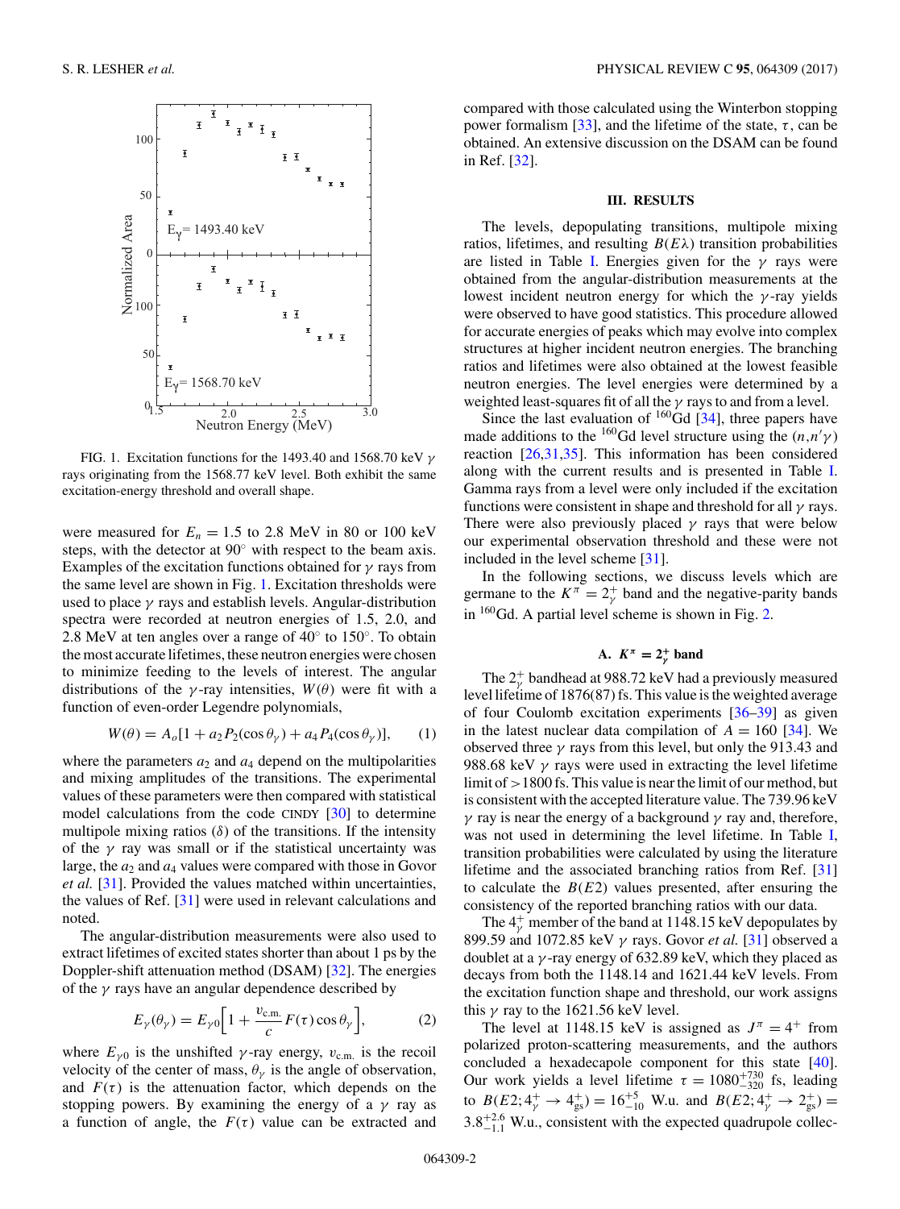FIG. 1. Excitation functions for the 1493.40 and 1568.70 keV $\gamma$ rays originating from the 1568.77 keV level. Both exhibit the same excitation-energy threshold and overall shape.

were measured for $E_n = 1.5$ to 2.8 MeV in 80 or 100 keV steps, with the detector at 90° with respect to the beam axis. Examples of the excitation functions obtained for $\gamma$ rays from the same level are shown in Fig. 1. Excitation thresholds were used to place $\gamma$ rays and establish levels. Angular-distribution spectra were recorded at neutron energies of 1.5, 2.0, and 2.8 MeV at ten angles over a range of 40° to 150°. To obtain the most accurate lifetimes, these neutron energies were chosen to minimize feeding to the levels of interest. The angular distributions of the $\gamma$-ray intensities, $W(\theta)$ were fit with a function of even-order Legendre polynomials,

$$W(\theta) = A_o[1 + a_2 P_2(\cos\theta_\gamma) + a_4 P_4(\cos\theta_\gamma)], \tag{1}$$

where the parameters $a_2$ and $a_4$ depend on the multipolarities and mixing amplitudes of the transitions. The experimental values of these parameters were then compared with statistical model calculations from the code CINDY [30] to determine multipole mixing ratios ($\delta$) of the transitions. If the intensity of the $\gamma$ ray was small or if the statistical uncertainty was large, the $a_2$ and $a_4$ values were compared with those in Govor *et al.* [31]. Provided the values matched within uncertainties, the values of Ref. [31] were used in relevant calculations and noted.

The angular-distribution measurements were also used to extract lifetimes of excited states shorter than about 1 ps by the Doppler-shift attenuation method (DSAM) [32]. The energies of the $\gamma$ rays have an angular dependence described by

$$E_\gamma(\theta_\gamma) = E_{\gamma 0}\left[1 + \frac{v_{\text{c.m.}}}{c} F(\tau)\cos\theta_\gamma\right], \tag{2}$$

where $E_{\gamma 0}$ is the unshifted $\gamma$-ray energy, $v_{\text{c.m.}}$ is the recoil velocity of the center of mass, $\theta_\gamma$ is the angle of observation, and $F(\tau)$ is the attenuation factor, which depends on the stopping powers. By examining the energy of a $\gamma$ ray as a function of angle, the $F(\tau)$ value can be extracted and compared with those calculated using the Winterbon stopping power formalism [33], and the lifetime of the state, $\tau$, can be obtained. An extensive discussion on the DSAM can be found in Ref. [32].

## III. RESULTS

The levels, depopulating transitions, multipole mixing ratios, lifetimes, and resulting $B(E\lambda)$ transition probabilities are listed in Table I. Energies given for the $\gamma$ rays were obtained from the angular-distribution measurements at the lowest incident neutron energy for which the $\gamma$-ray yields were observed to have good statistics. This procedure allowed for accurate energies of peaks which may evolve into complex structures at higher incident neutron energies. The branching ratios and lifetimes were also obtained at the lowest feasible neutron energies. The level energies were determined by a weighted least-squares fit of all the $\gamma$ rays to and from a level.

Since the last evaluation of $^{160}$Gd [34], three papers have made additions to the $^{160}$Gd level structure using the $(n,n'\gamma)$ reaction [26,31,35]. This information has been considered along with the current results and is presented in Table I. Gamma rays from a level were only included if the excitation functions were consistent in shape and threshold for all $\gamma$ rays. There were also previously placed $\gamma$ rays that were below our experimental observation threshold and these were not included in the level scheme [31].

In the following sections, we discuss levels which are germane to the $K^\pi = 2^+_\gamma$ band and the negative-parity bands in $^{160}$Gd. A partial level scheme is shown in Fig. 2.

### A. $K^\pi = 2^+_\gamma$ band

The $2^+_\gamma$ bandhead at 988.72 keV had a previously measured level lifetime of 1876(87) fs. This value is the weighted average of four Coulomb excitation experiments [36–39] as given in the latest nuclear data compilation of $A = 160$ [34]. We observed three $\gamma$ rays from this level, but only the 913.43 and 988.68 keV $\gamma$ rays were used in extracting the level lifetime limit of >1800 fs. This value is near the limit of our method, but is consistent with the accepted literature value. The 739.96 keV $\gamma$ ray is near the energy of a background $\gamma$ ray and, therefore, was not used in determining the level lifetime. In Table I, transition probabilities were calculated by using the literature lifetime and the associated branching ratios from Ref. [31] to calculate the $B(E2)$ values presented, after ensuring the consistency of the reported branching ratios with our data.

The $4^+_\gamma$ member of the band at 1148.15 keV depopulates by 899.59 and 1072.85 keV $\gamma$ rays. Govor *et al.* [31] observed a doublet at a $\gamma$-ray energy of 632.89 keV, which they placed as decays from both the 1148.14 and 1621.44 keV levels. From the excitation function shape and threshold, our work assigns this $\gamma$ ray to the 1621.56 keV level.

The level at 1148.15 keV is assigned as $J^\pi = 4^+$ from polarized proton-scattering measurements, and the authors concluded a hexadecapole component for this state [40]. Our work yields a level lifetime $\tau = 1080^{+730}_{-320}$ fs, leading to $B(E2; 4^+_\gamma \to 4^+_{\text{gs}}) = 16^{+5}_{-10}$ W.u. and $B(E2; 4^+_\gamma \to 2^+_{\text{gs}}) = 3.8^{+2.6}_{-1.1}$ W.u., consistent with the expected quadrupole collec-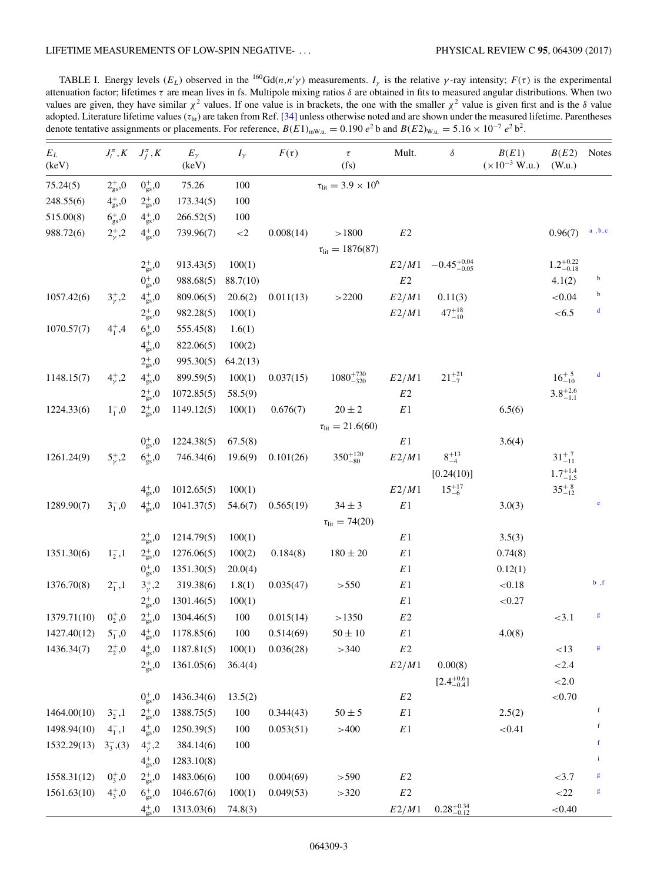TABLE I. Energy levels ($E_L$) observed in the $^{160}$Gd$(n,n'\gamma)$ measurements. $I_\gamma$ is the relative $\gamma$-ray intensity; $F(\tau)$ is the experimental attenuation factor; lifetimes $\tau$ are mean lives in fs. Multipole mixing ratios $\delta$ are obtained in fits to measured angular distributions. When two values are given, they have similar $\chi^2$ values. If one value is in brackets, the one with the smaller $\chi^2$ value is given first and is the $\delta$ value adopted. Literature lifetime values ($\tau_{\text{lit}}$) are taken from Ref. [34] unless otherwise noted and are shown under the measured lifetime. Parentheses denote tentative assignments or placements. For reference, $B(E1)_{\text{mW.u.}} = 0.190\ e^2\,\text{b}$ and $B(E2)_{\text{W.u.}} = 5.16 \times 10^{-7}\ e^2\,\text{b}^2$.

| $E_L$ (keV) | $J_i^\pi, K$ | $J_f^\pi, K$ | $E_\gamma$ (keV) | $I_\gamma$ | $F(\tau)$ | $\tau$ (fs) | Mult. | $\delta$ | $B(E1)$ ($\times 10^{-3}$ W.u.) | $B(E2)$ (W.u.) | Notes |
|---|---|---|---|---|---|---|---|---|---|---|---|
| 75.24(5) | $2^+_{\text{gs}}$,0 | $0^+_{\text{gs}}$,0 | 75.26 | 100 | | $\tau_{\text{lit}} = 3.9 \times 10^6$ | | | | | |
| 248.55(6) | $4^+_{\text{gs}}$,0 | $2^+_{\text{gs}}$,0 | 173.34(5) | 100 | | | | | | | |
| 515.00(8) | $6^+_{\text{gs}}$,0 | $4^+_{\text{gs}}$,0 | 266.52(5) | 100 | | | | | | | |
| 988.72(6) | $2^+_\gamma$,2 | $4^+_{\text{gs}}$,0 | 739.96(7) | <2 | 0.008(14) | >1800 | $E2$ | | | 0.96(7) | a, b, c |
| | | | | | | $\tau_{\text{lit}} = 1876(87)$ | | | | | |
| | | $2^+_{\text{gs}}$,0 | 913.43(5) | 100(1) | | | $E2/M1$ | $-0.45^{+0.04}_{-0.05}$ | | $1.2^{+0.22}_{-0.18}$ | |
| | | $0^+_{\text{gs}}$,0 | 988.68(5) | 88.7(10) | | | $E2$ | | | 4.1(2) | b |
| 1057.42(6) | $3^+_\gamma$,2 | $4^+_{\text{gs}}$,0 | 809.06(5) | 20.6(2) | 0.011(13) | >2200 | $E2/M1$ | 0.11(3) | | <0.04 | b |
| | | $2^+_{\text{gs}}$,0 | 982.28(5) | 100(1) | | | $E2/M1$ | $47^{+18}_{-10}$ | | <6.5 | d |
| 1070.57(7) | $4^+_1$,4 | $6^+_{\text{gs}}$,0 | 555.45(8) | 1.6(1) | | | | | | | |
| | | $4^+_{\text{gs}}$,0 | 822.06(5) | 100(2) | | | | | | | |
| | | $2^+_{\text{gs}}$,0 | 995.30(5) | 64.2(13) | | | | | | | |
| 1148.15(7) | $4^+_\gamma$,2 | $4^+_{\text{gs}}$,0 | 899.59(5) | 100(1) | 0.037(15) | $1080^{+730}_{-320}$ | $E2/M1$ | $21^{+21}_{-7}$ | | $16^{+5}_{-10}$ | d |
| | | $2^+_{\text{gs}}$,0 | 1072.85(5) | 58.5(9) | | | $E2$ | | | $3.8^{+2.6}_{-1.1}$ | |
| 1224.33(6) | $1^-_1$,0 | $2^+_{\text{gs}}$,0 | 1149.12(5) | 100(1) | 0.676(7) | $20 \pm 2$ | $E1$ | | 6.5(6) | | |
| | | | | | | $\tau_{\text{lit}} = 21.6(60)$ | | | | | |
| | | $0^+_{\text{gs}}$,0 | 1224.38(5) | 67.5(8) | | | $E1$ | | 3.6(4) | | |
| 1261.24(9) | $5^+_\gamma$,2 | $6^+_{\text{gs}}$,0 | 746.34(6) | 19.6(9) | 0.101(26) | $350^{+120}_{-80}$ | $E2/M1$ | $8^{+13}_{-4}$ | | $31^{+7}_{-11}$ | |
| | | | | | | | | [0.24(10)] | | $1.7^{+1.4}_{-1.5}$ | |
| | | $4^+_{\text{gs}}$,0 | 1012.65(5) | 100(1) | | | $E2/M1$ | $15^{+17}_{-6}$ | | $35^{+8}_{-12}$ | |
| 1289.90(7) | $3^-_1$,0 | $4^+_{\text{gs}}$,0 | 1041.37(5) | 54.6(7) | 0.565(19) | $34 \pm 3$ | $E1$ | | 3.0(3) | | e |
| | | | | | | $\tau_{\text{lit}} = 74(20)$ | | | | | |
| | | $2^+_{\text{gs}}$,0 | 1214.79(5) | 100(1) | | | $E1$ | | 3.5(3) | | |
| 1351.30(6) | $1^-_2$,1 | $2^+_{\text{gs}}$,0 | 1276.06(5) | 100(2) | 0.184(8) | $180 \pm 20$ | $E1$ | | 0.74(8) | | |
| | | $0^+_{\text{gs}}$,0 | 1351.30(5) | 20.0(4) | | | $E1$ | | 0.12(1) | | |
| 1376.70(8) | $2^-_1$,1 | $3^+_\gamma$,2 | 319.38(6) | 1.8(1) | 0.035(47) | >550 | $E1$ | | <0.18 | | b, f |
| | | $2^+_{\text{gs}}$,0 | 1301.46(5) | 100(1) | | | $E1$ | | <0.27 | | |
| 1379.71(10) | $0^+_2$,0 | $2^+_{\text{gs}}$,0 | 1304.46(5) | 100 | 0.015(14) | >1350 | $E2$ | | | <3.1 | g |
| 1427.40(12) | $5^-_1$,0 | $4^+_{\text{gs}}$,0 | 1178.85(6) | 100 | 0.514(69) | $50 \pm 10$ | $E1$ | | 4.0(8) | | |
| 1436.34(7) | $2^+_2$,0 | $4^+_{\text{gs}}$,0 | 1187.81(5) | 100(1) | 0.036(28) | >340 | $E2$ | | | <13 | g |
| | | $2^+_{\text{gs}}$,0 | 1361.05(6) | 36.4(4) | | | $E2/M1$ | 0.00(8) | | <2.4 | |
| | | | | | | | | $[2.4^{+0.6}_{-0.4}]$ | | <2.0 | |
| | | $0^+_{\text{gs}}$,0 | 1436.34(6) | 13.5(2) | | | $E2$ | | | <0.70 | |
| 1464.00(10) | $3^-_2$,1 | $2^+_{\text{gs}}$,0 | 1388.75(5) | 100 | 0.344(43) | $50 \pm 5$ | $E1$ | | 2.5(2) | | f |
| 1498.94(10) | $4^-_1$,1 | $4^+_{\text{gs}}$,0 | 1250.39(5) | 100 | 0.053(51) | >400 | $E1$ | | <0.41 | | f |
| 1532.29(13) | $3^-_3$,(3) | $4^+_\gamma$,2 | 384.14(6) | 100 | | | | | | | f |
| | | $4^+_{\text{gs}}$,0 | 1283.10(8) | | | | | | | | i |
| 1558.31(12) | $0^+_3$,0 | $2^+_{\text{gs}}$,0 | 1483.06(6) | 100 | 0.004(69) | >590 | $E2$ | | | <3.7 | g |
| 1561.63(10) | $4^+_3$,0 | $6^+_{\text{gs}}$,0 | 1046.67(6) | 100(1) | 0.049(53) | >320 | $E2$ | | | <22 | g |
| | | $4^+_{\text{gs}}$,0 | 1313.03(6) | 74.8(3) | | | $E2/M1$ | $0.28^{+0.34}_{-0.12}$ | | <0.40 | |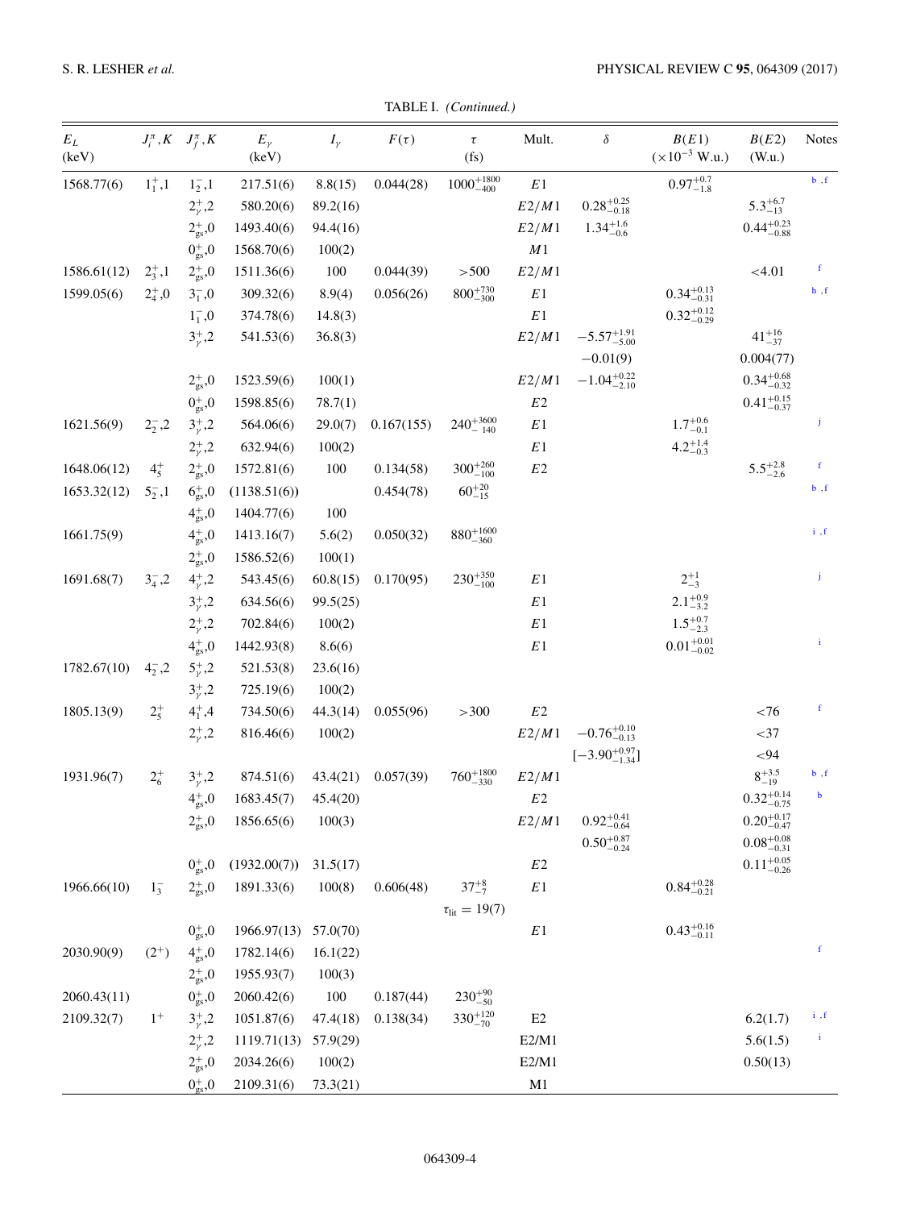TABLE I. *(Continued.)*

| $E_L$ (keV) | $J_i^\pi,K$ | $J_f^\pi,K$ | $E_\gamma$ (keV) | $I_\gamma$ | $F(\tau)$ | $\tau$ (fs) | Mult. | $\delta$ | $B(E1)$ ($\times10^{-3}$ W.u.) | $B(E2)$ (W.u.) | Notes |
|---|---|---|---|---|---|---|---|---|---|---|---|
| 1568.77(6) | $1_1^+$,1 | $1_2^-$,1 | 217.51(6) | 8.8(15) | 0.044(28) | $1000^{+1800}_{-400}$ | $E1$ | | $0.97^{+0.7}_{-1.8}$ | | b, f |
| | | $2_\gamma^+$,2 | 580.20(6) | 89.2(16) | | | $E2/M1$ | $0.28^{+0.25}_{-0.18}$ | | $5.3^{+6.7}_{-13}$ | |
| | | $2_{gs}^+$,0 | 1493.40(6) | 94.4(16) | | | $E2/M1$ | $1.34^{+1.6}_{-0.6}$ | | $0.44^{+0.23}_{-0.88}$ | |
| | | $0_{gs}^+$,0 | 1568.70(6) | 100(2) | | | $M1$ | | | | |
| 1586.61(12) | $2_3^+$,1 | $2_{gs}^+$,0 | 1511.36(6) | 100 | 0.044(39) | >500 | $E2/M1$ | | | <4.01 | f |
| 1599.05(6) | $2_4^+$,0 | $3_1^-$,0 | 309.32(6) | 8.9(4) | 0.056(26) | $800^{+730}_{-300}$ | $E1$ | | $0.34^{+0.13}_{-0.31}$ | | h, f |
| | | $1_1^-$,0 | 374.78(6) | 14.8(3) | | | $E1$ | | $0.32^{+0.12}_{-0.29}$ | | |
| | | $3_\gamma^+$,2 | 541.53(6) | 36.8(3) | | | $E2/M1$ | $-5.57^{+1.91}_{-5.00}$ | | $41^{+16}_{-37}$ | |
| | | | | | | | | $-0.01(9)$ | | 0.004(77) | |
| | | $2_{gs}^+$,0 | 1523.59(6) | 100(1) | | | $E2/M1$ | $-1.04^{+0.22}_{-2.10}$ | | $0.34^{+0.68}_{-0.32}$ | |
| | | $0_{gs}^+$,0 | 1598.85(6) | 78.7(1) | | | $E2$ | | | $0.41^{+0.15}_{-0.37}$ | |
| 1621.56(9) | $2_2^-$,2 | $3_\gamma^+$,2 | 564.06(6) | 29.0(7) | 0.167(155) | $240^{+3600}_{-140}$ | $E1$ | | $1.7^{+0.6}_{-0.1}$ | | j |
| | | $2_\gamma^+$,2 | 632.94(6) | 100(2) | | | $E1$ | | $4.2^{+1.4}_{-0.3}$ | | |
| 1648.06(12) | $4_5^+$ | $2_{gs}^+$,0 | 1572.81(6) | 100 | 0.134(58) | $300^{+260}_{-100}$ | $E2$ | | | $5.5^{+2.8}_{-2.6}$ | f |
| 1653.32(12) | $5_2^-$,1 | $6_{gs}^+$,0 | (1138.51(6)) | | 0.454(78) | $60^{+20}_{-15}$ | | | | | b, f |
| | | $4_{gs}^+$,0 | 1404.77(6) | 100 | | | | | | | |
| 1661.75(9) | | $4_{gs}^+$,0 | 1413.16(7) | 5.6(2) | 0.050(32) | $880^{+1600}_{-360}$ | | | | | i, f |
| | | $2_{gs}^+$,0 | 1586.52(6) | 100(1) | | | | | | | |
| 1691.68(7) | $3_4^-$,2 | $4_\gamma^+$,2 | 543.45(6) | 60.8(15) | 0.170(95) | $230^{+350}_{-100}$ | $E1$ | | $2^{+1}_{-3}$ | | j |
| | | $3_\gamma^+$,2 | 634.56(6) | 99.5(25) | | | $E1$ | | $2.1^{+0.9}_{-3.2}$ | | |
| | | $2_\gamma^+$,2 | 702.84(6) | 100(2) | | | $E1$ | | $1.5^{+0.7}_{-2.3}$ | | |
| | | $4_{gs}^+$,0 | 1442.93(8) | 8.6(6) | | | $E1$ | | $0.01^{+0.01}_{-0.02}$ | | i |
| 1782.67(10) | $4_2^-$,2 | $5_\gamma^+$,2 | 521.53(8) | 23.6(16) | | | | | | | |
| | | $3_\gamma^+$,2 | 725.19(6) | 100(2) | | | | | | | |
| 1805.13(9) | $2_5^+$ | $4_1^+$,4 | 734.50(6) | 44.3(14) | 0.055(96) | >300 | $E2$ | | | <76 | f |
| | | $2_\gamma^+$,2 | 816.46(6) | 100(2) | | | $E2/M1$ | $-0.76^{+0.10}_{-0.13}$ | | <37 | |
| | | | | | | | | [$-3.90^{+0.97}_{-1.34}$] | | <94 | |
| 1931.96(7) | $2_6^+$ | $3_\gamma^+$,2 | 874.51(6) | 43.4(21) | 0.057(39) | $760^{+1800}_{-330}$ | $E2/M1$ | | | $8^{+3.5}_{-19}$ | b, f |
| | | $4_{gs}^+$,0 | 1683.45(7) | 45.4(20) | | | $E2$ | | | $0.32^{+0.14}_{-0.75}$ | b |
| | | $2_{gs}^+$,0 | 1856.65(6) | 100(3) | | | $E2/M1$ | $0.92^{+0.41}_{-0.64}$ | | $0.20^{+0.17}_{-0.47}$ | |
| | | | | | | | | $0.50^{+0.87}_{-0.24}$ | | $0.08^{+0.08}_{-0.31}$ | |
| | | $0_{gs}^+$,0 | (1932.00(7)) | 31.5(17) | | | $E2$ | | | $0.11^{+0.05}_{-0.26}$ | |
| 1966.66(10) | $1_3^-$ | $2_{gs}^+$,0 | 1891.33(6) | 100(8) | 0.606(48) | $37^{+8}_{-7}$ | $E1$ | | $0.84^{+0.28}_{-0.21}$ | | |
| | | | | | | $\tau_{lit} = 19(7)$ | | | | | |
| | | $0_{gs}^+$,0 | 1966.97(13) | 57.0(70) | | | $E1$ | | $0.43^{+0.16}_{-0.11}$ | | |
| 2030.90(9) | $(2^+)$ | $4_{gs}^+$,0 | 1782.14(6) | 16.1(22) | | | | | | | f |
| | | $2_{gs}^+$,0 | 1955.93(7) | 100(3) | | | | | | | |
| 2060.43(11) | | $0_{gs}^+$,0 | 2060.42(6) | 100 | 0.187(44) | $230^{+90}_{-50}$ | | | | | |
| 2109.32(7) | $1^+$ | $3_\gamma^+$,2 | 1051.87(6) | 47.4(18) | 0.138(34) | $330^{+120}_{-70}$ | E2 | | | 6.2(1.7) | i, f |
| | | $2_\gamma^+$,2 | 1119.71(13) | 57.9(29) | | | E2/M1 | | | 5.6(1.5) | i |
| | | $2_{gs}^+$,0 | 2034.26(6) | 100(2) | | | E2/M1 | | | 0.50(13) | |
| | | $0_{gs}^+$,0 | 2109.31(6) | 73.3(21) | | | M1 | | | | |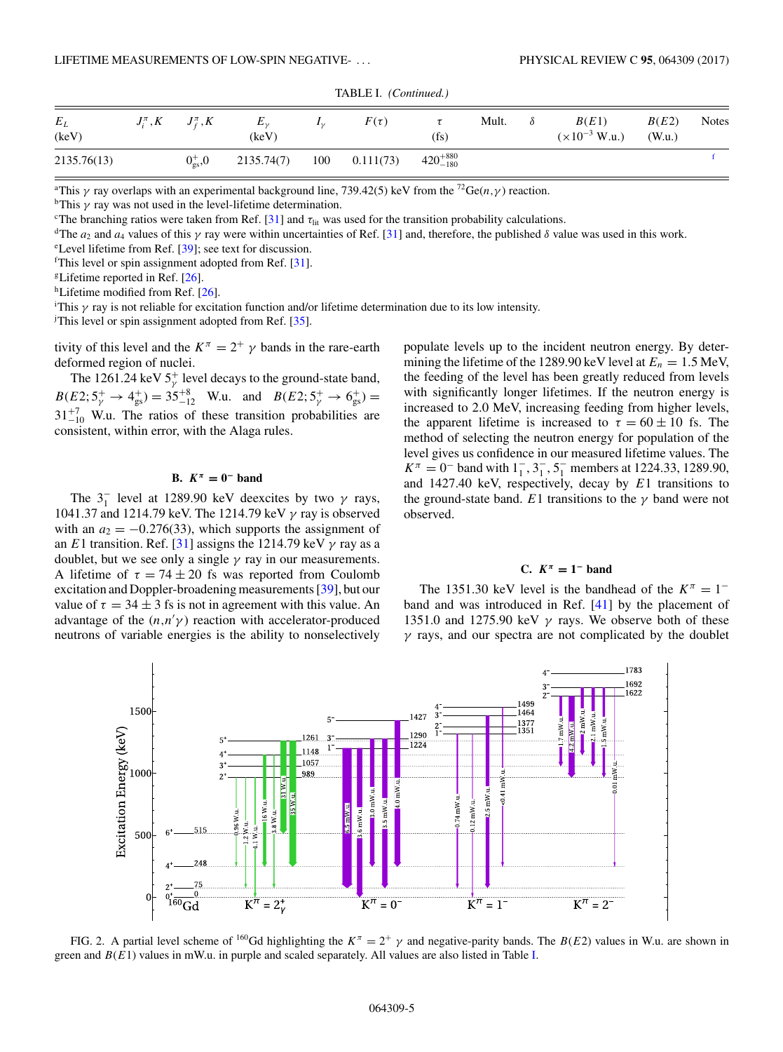TABLE I. *(Continued.)*

| $E_L$ (keV) | $J_i^\pi, K$ | $J_f^\pi, K$ | $E_\gamma$ (keV) | $I_\gamma$ | $F(\tau)$ | $\tau$ (fs) | Mult. | $\delta$ | $B(E1)$ ($\times 10^{-3}$ W.u.) | $B(E2)$ (W.u.) | Notes |
|---|---|---|---|---|---|---|---|---|---|---|---|
| 2135.76(13) | | $0^+_{gs}$,0 | 2135.74(7) | 100 | 0.111(73) | $420^{+880}_{-180}$ | | | | | f |

[a]This $\gamma$ ray overlaps with an experimental background line, 739.42(5) keV from the $^{72}$Ge$(n,\gamma)$ reaction.
[b]This $\gamma$ ray was not used in the level-lifetime determination.
[c]The branching ratios were taken from Ref. [31] and $\tau_{\text{lit}}$ was used for the transition probability calculations.
[d]The $a_2$ and $a_4$ values of this $\gamma$ ray were within uncertainties of Ref. [31] and, therefore, the published $\delta$ value was used in this work.
[e]Level lifetime from Ref. [39]; see text for discussion.
[f]This level or spin assignment adopted from Ref. [31].
[g]Lifetime reported in Ref. [26].
[h]Lifetime modified from Ref. [26].
[i]This $\gamma$ ray is not reliable for excitation function and/or lifetime determination due to its low intensity.
[j]This level or spin assignment adopted from Ref. [35].

tivity of this level and the $K^\pi = 2^+$ $\gamma$ bands in the rare-earth deformed region of nuclei.

The 1261.24 keV $5^+_\gamma$ level decays to the ground-state band, $B(E2; 5^+_\gamma \rightarrow 4^+_{gs}) = 35^{+8}_{-12}$ W.u. and $B(E2; 5^+_\gamma \rightarrow 6^+_{gs}) = 31^{+7}_{-10}$ W.u. The ratios of these transition probabilities are consistent, within error, with the Alaga rules.

### B. $K^\pi = 0^-$ band

The $3^-_1$ level at 1289.90 keV deexcites by two $\gamma$ rays, 1041.37 and 1214.79 keV. The 1214.79 keV $\gamma$ ray is observed with an $a_2 = -0.276(33)$, which supports the assignment of an $E1$ transition. Ref. [31] assigns the 1214.79 keV $\gamma$ ray as a doublet, but we see only a single $\gamma$ ray in our measurements. A lifetime of $\tau = 74 \pm 20$ fs was reported from Coulomb excitation and Doppler-broadening measurements [39], but our value of $\tau = 34 \pm 3$ fs is not in agreement with this value. An advantage of the $(n,n'\gamma)$ reaction with accelerator-produced neutrons of variable energies is the ability to nonselectively populate levels up to the incident neutron energy. By determining the lifetime of the 1289.90 keV level at $E_n = 1.5$ MeV, the feeding of the level has been greatly reduced from levels with significantly longer lifetimes. If the neutron energy is increased to 2.0 MeV, increasing feeding from higher levels, the apparent lifetime is increased to $\tau = 60 \pm 10$ fs. The method of selecting the neutron energy for population of the level gives us confidence in our measured lifetime values. The $K^\pi = 0^-$ band with $1^-_1, 3^-_1, 5^-_1$ members at 1224.33, 1289.90, and 1427.40 keV, respectively, decay by $E1$ transitions to the ground-state band. $E1$ transitions to the $\gamma$ band were not observed.

### C. $K^\pi = 1^-$ band

The 1351.30 keV level is the bandhead of the $K^\pi = 1^-$ band and was introduced in Ref. [41] by the placement of 1351.0 and 1275.90 keV $\gamma$ rays. We observe both of these $\gamma$ rays, and our spectra are not complicated by the doublet

FIG. 2. A partial level scheme of $^{160}$Gd highlighting the $K^\pi = 2^+$ $\gamma$ and negative-parity bands. The $B(E2)$ values in W.u. are shown in green and $B(E1)$ values in mW.u. in purple and scaled separately. All values are also listed in Table I.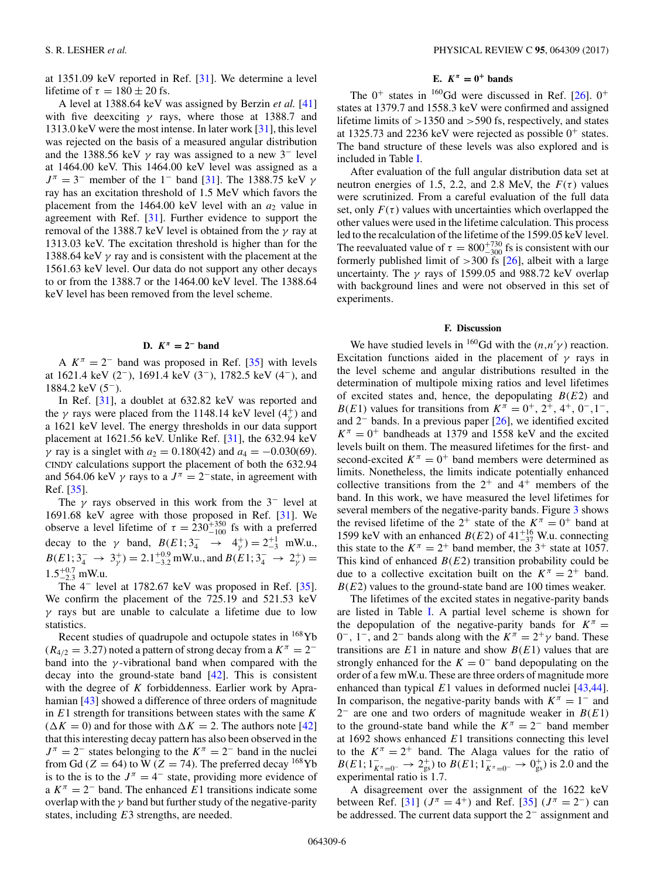at 1351.09 keV reported in Ref. [31]. We determine a level lifetime of $\tau = 180 \pm 20$ fs.

A level at 1388.64 keV was assigned by Berzin *et al.* [41] with five deexciting $\gamma$ rays, where those at 1388.7 and 1313.0 keV were the most intense. In later work [31], this level was rejected on the basis of a measured angular distribution and the 1388.56 keV $\gamma$ ray was assigned to a new $3^-$ level at 1464.00 keV. This 1464.00 keV level was assigned as a $J^\pi = 3^-$ member of the $1^-$ band [31]. The 1388.75 keV $\gamma$ ray has an excitation threshold of 1.5 MeV which favors the placement from the 1464.00 keV level with an $a_2$ value in agreement with Ref. [31]. Further evidence to support the removal of the 1388.7 keV level is obtained from the $\gamma$ ray at 1313.03 keV. The excitation threshold is higher than for the 1388.64 keV $\gamma$ ray and is consistent with the placement at the 1561.63 keV level. Our data do not support any other decays to or from the 1388.7 or the 1464.00 keV level. The 1388.64 keV level has been removed from the level scheme.

### D. $K^\pi = 2^-$ band

A $K^\pi = 2^-$ band was proposed in Ref. [35] with levels at 1621.4 keV ($2^-$), 1691.4 keV ($3^-$), 1782.5 keV ($4^-$), and 1884.2 keV ($5^-$).

In Ref. [31], a doublet at 632.82 keV was reported and the $\gamma$ rays were placed from the 1148.14 keV level ($4^+_\gamma$) and a 1621 keV level. The energy thresholds in our data support placement at 1621.56 keV. Unlike Ref. [31], the 632.94 keV $\gamma$ ray is a singlet with $a_2 = 0.180(42)$ and $a_4 = -0.030(69)$. CINDY calculations support the placement of both the 632.94 and 564.06 keV $\gamma$ rays to a $J^\pi = 2^-$state, in agreement with Ref. [35].

The $\gamma$ rays observed in this work from the $3^-$ level at 1691.68 keV agree with those proposed in Ref. [31]. We observe a level lifetime of $\tau = 230^{+350}_{-100}$ fs with a preferred decay to the $\gamma$ band, $B(E1;3^-_4 \rightarrow 4^+_\gamma) = 2^{+1}_{-3}$ mW.u., $B(E1;3^-_4 \rightarrow 3^+_\gamma) = 2.1^{+0.9}_{-3.2}$ mW.u., and $B(E1;3^-_4 \rightarrow 2^+_\gamma) = 1.5^{+0.7}_{-2.3}$ mW.u.

The $4^-$ level at 1782.67 keV was proposed in Ref. [35]. We confirm the placement of the 725.19 and 521.53 keV $\gamma$ rays but are unable to calculate a lifetime due to low statistics.

Recent studies of quadrupole and octupole states in $^{168}$Yb ($R_{4/2} = 3.27$) noted a pattern of strong decay from a $K^\pi = 2^-$ band into the $\gamma$-vibrational band when compared with the decay into the ground-state band [42]. This is consistent with the degree of $K$ forbiddenness. Earlier work by Aprahamian [43] showed a difference of three orders of magnitude in $E1$ strength for transitions between states with the same $K$ ($\Delta K = 0$) and for those with $\Delta K = 2$. The authors note [42] that this interesting decay pattern has also been observed in the $J^\pi = 2^-$ states belonging to the $K^\pi = 2^-$ band in the nuclei from Gd ($Z = 64$) to W ($Z = 74$). The preferred decay $^{168}$Yb is to the is to the $J^\pi = 4^-$ state, providing more evidence of a $K^\pi = 2^-$ band. The enhanced $E1$ transitions indicate some overlap with the $\gamma$ band but further study of the negative-parity states, including $E3$ strengths, are needed.

### E. $K^\pi = 0^+$ bands

The $0^+$ states in $^{160}$Gd were discussed in Ref. [26]. $0^+$ states at 1379.7 and 1558.3 keV were confirmed and assigned lifetime limits of >1350 and >590 fs, respectively, and states at 1325.73 and 2236 keV were rejected as possible $0^+$ states. The band structure of these levels was also explored and is included in Table I.

After evaluation of the full angular distribution data set at neutron energies of 1.5, 2.2, and 2.8 MeV, the $F(\tau)$ values were scrutinized. From a careful evaluation of the full data set, only $F(\tau)$ values with uncertainties which overlapped the other values were used in the lifetime calculation. This process led to the recalculation of the lifetime of the 1599.05 keV level. The reevaluated value of $\tau = 800^{+730}_{-300}$ fs is consistent with our formerly published limit of >300 fs [26], albeit with a large uncertainty. The $\gamma$ rays of 1599.05 and 988.72 keV overlap with background lines and were not observed in this set of experiments.

### F. Discussion

We have studied levels in $^{160}$Gd with the $(n,n'\gamma)$ reaction. Excitation functions aided in the placement of $\gamma$ rays in the level scheme and angular distributions resulted in the determination of multipole mixing ratios and level lifetimes of excited states and, hence, the depopulating $B(E2)$ and $B(E1)$ values for transitions from $K^\pi = 0^+, 2^+, 4^+, 0^-, 1^-$, and $2^-$ bands. In a previous paper [26], we identified excited $K^\pi = 0^+$ bandheads at 1379 and 1558 keV and the excited levels built on them. The measured lifetimes for the first- and second-excited $K^\pi = 0^+$ band members were determined as limits. Nonetheless, the limits indicate potentially enhanced collective transitions from the $2^+$ and $4^+$ members of the band. In this work, we have measured the level lifetimes for several members of the negative-parity bands. Figure 3 shows the revised lifetime of the $2^+$ state of the $K^\pi = 0^+$ band at 1599 keV with an enhanced $B(E2)$ of $41^{+16}_{-37}$ W.u. connecting this state to the $K^\pi = 2^+$ band member, the $3^+$ state at 1057. This kind of enhanced $B(E2)$ transition probability could be due to a collective excitation built on the $K^\pi = 2^+$ band. $B(E2)$ values to the ground-state band are 100 times weaker.

The lifetimes of the excited states in negative-parity bands are listed in Table I. A partial level scheme is shown for the depopulation of the negative-parity bands for $K^\pi = 0^-$, $1^-$, and $2^-$ bands along with the $K^\pi = 2^+\gamma$ band. These transitions are $E1$ in nature and show $B(E1)$ values that are strongly enhanced for the $K = 0^-$ band depopulating on the order of a few mW.u. These are three orders of magnitude more enhanced than typical $E1$ values in deformed nuclei [43,44]. In comparison, the negative-parity bands with $K^\pi = 1^-$ and $2^-$ are one and two orders of magnitude weaker in $B(E1)$ to the ground-state band while the $K^\pi = 2^-$ band member at 1692 shows enhanced $E1$ transitions connecting this level to the $K^\pi = 2^+$ band. The Alaga values for the ratio of $B(E1;1^-_{K^\pi=0^-} \rightarrow 2^+_{\rm gs})$ to $B(E1;1^-_{K^\pi=0^-} \rightarrow 0^+_{\rm gs})$ is 2.0 and the experimental ratio is 1.7.

A disagreement over the assignment of the 1622 keV between Ref. [31] ($J^\pi = 4^+$) and Ref. [35] ($J^\pi = 2^-$) can be addressed. The current data support the $2^-$ assignment and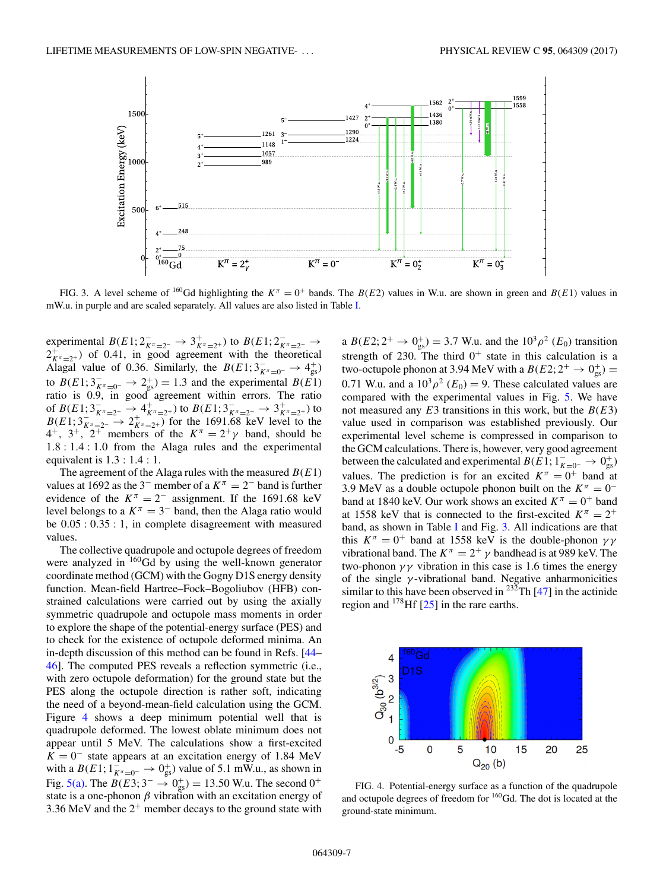FIG. 3. A level scheme of $^{160}$Gd highlighting the $K^\pi = 0^+$ bands. The $B(E2)$ values in W.u. are shown in green and $B(E1)$ values in mW.u. in purple and are scaled separately. All values are also listed in Table I.

experimental $B(E1; 2^-_{K^\pi=2^-} \rightarrow 3^+_{K^\pi=2^+})$ to $B(E1; 2^-_{K^\pi=2^-} \rightarrow 2^+_{K^\pi=2^+})$ of 0.41, in good agreement with the theoretical Alagal value of 0.36. Similarly, the $B(E1; 3^-_{K^\pi=0^-} \rightarrow 4^+_{\rm gs})$ to $B(E1; 3^-_{K^\pi=0^-} \rightarrow 2^+_{\rm gs}) = 1.3$ and the experimental $B(E1)$ ratio is 0.9, in good agreement within errors. The ratio of $B(E1; 3^-_{K^\pi=2^-} \rightarrow 4^+_{K^\pi=2^+})$ to $B(E1; 3^-_{K^\pi=2^-} \rightarrow 3^+_{K^\pi=2^+})$ to $B(E1; 3^-_{K^\pi=2^-} \rightarrow 2^+_{K^\pi=2^+})$ for the 1691.68 keV level to the $4^+$, $3^+$, $2^+$ members of the $K^\pi = 2^+\gamma$ band, should be $1.8 : 1.4 : 1.0$ from the Alaga rules and the experimental equivalent is $1.3 : 1.4 : 1$.

The agreement of the Alaga rules with the measured $B(E1)$ values at 1692 as the $3^-$ member of a $K^\pi = 2^-$ band is further evidence of the $K^\pi = 2^-$ assignment. If the 1691.68 keV level belongs to a $K^\pi = 3^-$ band, then the Alaga ratio would be $0.05 : 0.35 : 1$, in complete disagreement with measured values.

The collective quadrupole and octupole degrees of freedom were analyzed in $^{160}$Gd by using the well-known generator coordinate method (GCM) with the Gogny D1S energy density function. Mean-field Hartree–Fock–Bogoliubov (HFB) constrained calculations were carried out by using the axially symmetric quadrupole and octupole mass moments in order to explore the shape of the potential-energy surface (PES) and to check for the existence of octupole deformed minima. An in-depth discussion of this method can be found in Refs. [44–46]. The computed PES reveals a reflection symmetric (i.e., with zero octupole deformation) for the ground state but the PES along the octupole direction is rather soft, indicating the need of a beyond-mean-field calculation using the GCM. Figure 4 shows a deep minimum potential well that is quadrupole deformed. The lowest oblate minimum does not appear until 5 MeV. The calculations show a first-excited $K = 0^-$ state appears at an excitation energy of 1.84 MeV with a $B(E1; 1^-_{K^\pi=0^-} \rightarrow 0^+_{\rm gs})$ value of 5.1 mW.u., as shown in Fig. 5(a). The $B(E3; 3^- \rightarrow 0^+_{\rm gs}) = 13.50$ W.u. The second $0^+$ state is a one-phonon $\beta$ vibration with an excitation energy of 3.36 MeV and the $2^+$ member decays to the ground state with a $B(E2; 2^+ \rightarrow 0^+_{\rm gs}) = 3.7$ W.u. and the $10^3\rho^2$ $(E_0)$ transition strength of 230. The third $0^+$ state in this calculation is a two-octupole phonon at 3.94 MeV with a $B(E2; 2^+ \rightarrow 0^+_{\rm gs}) = 0.71$ W.u. and a $10^3\rho^2$ $(E_0) = 9$. These calculated values are compared with the experimental values in Fig. 5. We have not measured any $E3$ transitions in this work, but the $B(E3)$ value used in comparison was established previously. Our experimental level scheme is compressed in comparison to the GCM calculations. There is, however, very good agreement between the calculated and experimental $B(E1; 1^-_{K=0^-} \rightarrow 0^+_{\rm gs})$ values. The prediction is for an excited $K^\pi = 0^+$ band at 3.9 MeV as a double octupole phonon built on the $K^\pi = 0^-$ band at 1840 keV. Our work shows an excited $K^\pi = 0^+$ band at 1558 keV that is connected to the first-excited $K^\pi = 2^+$ band, as shown in Table I and Fig. 3. All indications are that this $K^\pi = 0^+$ band at 1558 keV is the double-phonon $\gamma\gamma$ vibrational band. The $K^\pi = 2^+$ $\gamma$ bandhead is at 989 keV. The two-phonon $\gamma\gamma$ vibration in this case is 1.6 times the energy of the single $\gamma$-vibrational band. Negative anharmonicities similar to this have been observed in $^{232}$Th [47] in the actinide region and $^{178}$Hf [25] in the rare earths.

FIG. 4. Potential-energy surface as a function of the quadrupole and octupole degrees of freedom for $^{160}$Gd. The dot is located at the ground-state minimum.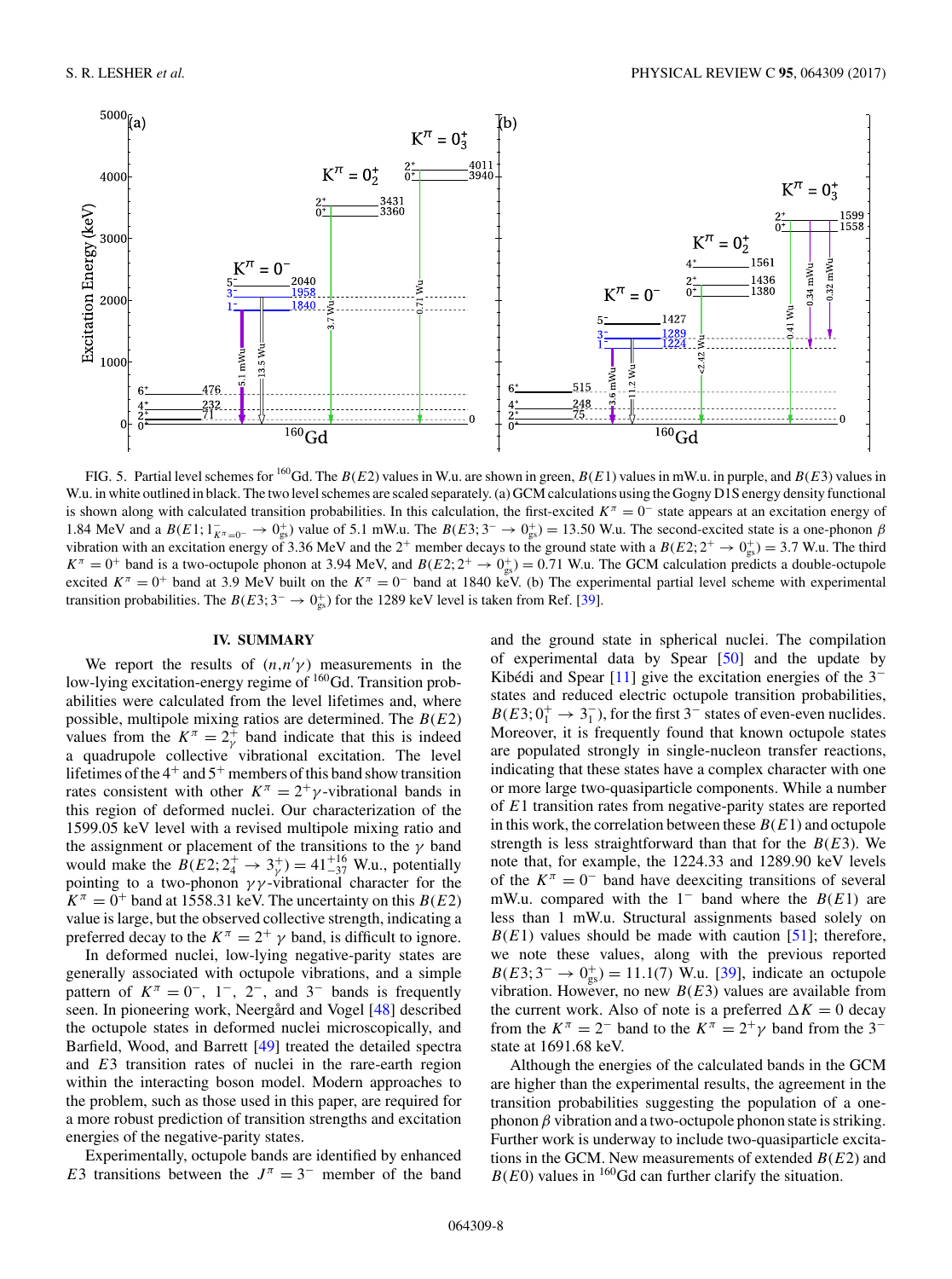FIG. 5. Partial level schemes for $^{160}$Gd. The $B(E2)$ values in W.u. are shown in green, $B(E1)$ values in mW.u. in purple, and $B(E3)$ values in W.u. in white outlined in black. The two level schemes are scaled separately. (a) GCM calculations using the Gogny D1S energy density functional is shown along with calculated transition probabilities. In this calculation, the first-excited $K^\pi = 0^-$ state appears at an excitation energy of 1.84 MeV and a $B(E1; 1^-_{K^\pi=0^-} \rightarrow 0^+_{\rm gs})$ value of 5.1 mW.u. The $B(E3; 3^- \rightarrow 0^+_{\rm gs}) = 13.50$ W.u. The second-excited state is a one-phonon $\beta$ vibration with an excitation energy of 3.36 MeV and the $2^+$ member decays to the ground state with a $B(E2; 2^+ \rightarrow 0^+_{\rm gs}) = 3.7$ W.u. The third $K^\pi = 0^+$ band is a two-octupole phonon at 3.94 MeV, and $B(E2; 2^+ \rightarrow 0^+_{\rm gs}) = 0.71$ W.u. The GCM calculation predicts a double-octupole excited $K^\pi = 0^+$ band at 3.9 MeV built on the $K^\pi = 0^-$ band at 1840 keV. (b) The experimental partial level scheme with experimental transition probabilities. The $B(E3; 3^- \rightarrow 0^+_{\rm gs})$ for the 1289 keV level is taken from Ref. [39].

## IV. SUMMARY

We report the results of $(n,n'\gamma)$ measurements in the low-lying excitation-energy regime of $^{160}$Gd. Transition probabilities were calculated from the level lifetimes and, where possible, multipole mixing ratios are determined. The $B(E2)$ values from the $K^\pi = 2^+_\gamma$ band indicate that this is indeed a quadrupole collective vibrational excitation. The level lifetimes of the $4^+$ and $5^+$ members of this band show transition rates consistent with other $K^\pi = 2^+\gamma$-vibrational bands in this region of deformed nuclei. Our characterization of the 1599.05 keV level with a revised multipole mixing ratio and the assignment or placement of the transitions to the $\gamma$ band would make the $B(E2; 2^+_4 \rightarrow 3^+_\gamma) = 41^{+16}_{-37}$ W.u., potentially pointing to a two-phonon $\gamma\gamma$-vibrational character for the $K^\pi = 0^+$ band at 1558.31 keV. The uncertainty on this $B(E2)$ value is large, but the observed collective strength, indicating a preferred decay to the $K^\pi = 2^+$ $\gamma$ band, is difficult to ignore.

In deformed nuclei, low-lying negative-parity states are generally associated with octupole vibrations, and a simple pattern of $K^\pi = 0^-$, $1^-$, $2^-$, and $3^-$ bands is frequently seen. In pioneering work, Neergård and Vogel [48] described the octupole states in deformed nuclei microscopically, and Barfield, Wood, and Barrett [49] treated the detailed spectra and $E3$ transition rates of nuclei in the rare-earth region within the interacting boson model. Modern approaches to the problem, such as those used in this paper, are required for a more robust prediction of transition strengths and excitation energies of the negative-parity states.

Experimentally, octupole bands are identified by enhanced $E3$ transitions between the $J^\pi = 3^-$ member of the band and the ground state in spherical nuclei. The compilation of experimental data by Spear [50] and the update by Kibédi and Spear [11] give the excitation energies of the $3^-$ states and reduced electric octupole transition probabilities, $B(E3; 0^+_1 \rightarrow 3^-_1)$, for the first $3^-$ states of even-even nuclides. Moreover, it is frequently found that known octupole states are populated strongly in single-nucleon transfer reactions, indicating that these states have a complex character with one or more large two-quasiparticle components. While a number of $E1$ transition rates from negative-parity states are reported in this work, the correlation between these $B(E1)$ and octupole strength is less straightforward than that for the $B(E3)$. We note that, for example, the 1224.33 and 1289.90 keV levels of the $K^\pi = 0^-$ band have deexciting transitions of several mW.u. compared with the $1^-$ band where the $B(E1)$ are less than 1 mW.u. Structural assignments based solely on $B(E1)$ values should be made with caution [51]; therefore, we note these values, along with the previous reported $B(E3; 3^- \rightarrow 0^+_{\rm gs}) = 11.1(7)$ W.u. [39], indicate an octupole vibration. However, no new $B(E3)$ values are available from the current work. Also of note is a preferred $\Delta K = 0$ decay from the $K^\pi = 2^-$ band to the $K^\pi = 2^+\gamma$ band from the $3^-$ state at 1691.68 keV.

Although the energies of the calculated bands in the GCM are higher than the experimental results, the agreement in the transition probabilities suggesting the population of a one-phonon $\beta$ vibration and a two-octupole phonon state is striking. Further work is underway to include two-quasiparticle excitations in the GCM. New measurements of extended $B(E2)$ and $B(E0)$ values in $^{160}$Gd can further clarify the situation.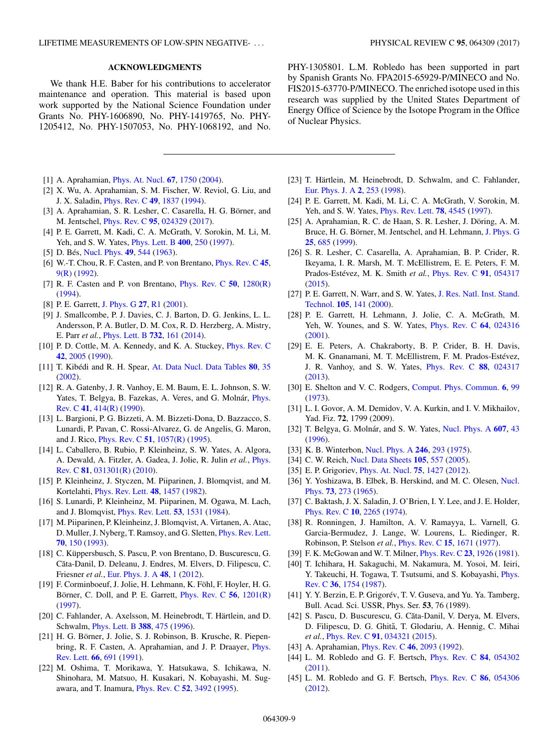## ACKNOWLEDGMENTS

We thank H.E. Baber for his contributions to accelerator maintenance and operation. This material is based upon work supported by the National Science Foundation under Grants No. PHY-1606890, No. PHY-1419765, No. PHY-1205412, No. PHY-1507053, No. PHY-1068192, and No. PHY-1305801. L.M. Robledo has been supported in part by Spanish Grants No. FPA2015-65929-P/MINECO and No. FIS2015-63770-P/MINECO. The enriched isotope used in this research was supplied by the United States Department of Energy Office of Science by the Isotope Program in the Office of Nuclear Physics.

---

[1] A. Aprahamian, Phys. At. Nucl. **67**, 1750 (2004).

[2] X. Wu, A. Aprahamian, S. M. Fischer, W. Reviol, G. Liu, and J. X. Saladin, Phys. Rev. C **49**, 1837 (1994).

[3] A. Aprahamian, S. R. Lesher, C. Casarella, H. G. Börner, and M. Jentschel, Phys. Rev. C **95**, 024329 (2017).

[4] P. E. Garrett, M. Kadi, C. A. McGrath, V. Sorokin, M. Li, M. Yeh, and S. W. Yates, Phys. Lett. B **400**, 250 (1997).

[5] D. Bés, Nucl. Phys. **49**, 544 (1963).

[6] W.-T. Chou, R. F. Casten, and P. von Brentano, Phys. Rev. C **45**, 9(R) (1992).

[7] R. F. Casten and P. von Brentano, Phys. Rev. C **50**, 1280(R) (1994).

[8] P. E. Garrett, J. Phys. G **27**, R1 (2001).

[9] J. Smallcombe, P. J. Davies, C. J. Barton, D. G. Jenkins, L. L. Andersson, P. A. Butler, D. M. Cox, R. D. Herzberg, A. Mistry, E. Parr *et al.*, Phys. Lett. B **732**, 161 (2014).

[10] P. D. Cottle, M. A. Kennedy, and K. A. Stuckey, Phys. Rev. C **42**, 2005 (1990).

[11] T. Kibédi and R. H. Spear, At. Data Nucl. Data Tables **80**, 35 (2002).

[12] R. A. Gatenby, J. R. Vanhoy, E. M. Baum, E. L. Johnson, S. W. Yates, T. Belgya, B. Fazekas, A. Veres, and G. Molnár, Phys. Rev. C **41**, 414(R) (1990).

[13] L. Bargioni, P. G. Bizzeti, A. M. Bizzeti-Dona, D. Bazzacco, S. Lunardi, P. Pavan, C. Rossi-Alvarez, G. de Angelis, G. Maron, and J. Rico, Phys. Rev. C **51**, 1057(R) (1995).

[14] L. Caballero, B. Rubio, P. Kleinheinz, S. W. Yates, A. Algora, A. Dewald, A. Fitzler, A. Gadea, J. Jolie, R. Julin *et al.*, Phys. Rev. C **81**, 031301(R) (2010).

[15] P. Kleinheinz, J. Styczen, M. Piiparinen, J. Blomqvist, and M. Kortelahti, Phys. Rev. Lett. **48**, 1457 (1982).

[16] S. Lunardi, P. Kleinheinz, M. Piiparinen, M. Ogawa, M. Lach, and J. Blomqvist, Phys. Rev. Lett. **53**, 1531 (1984).

[17] M. Piiparinen, P. Kleinheinz, J. Blomqvist, A. Virtanen, A. Atac, D. Muller, J. Nyberg, T. Ramsoy, and G. Sletten, Phys. Rev. Lett. **70**, 150 (1993).

[18] C. Küppersbusch, S. Pascu, P. von Brentano, D. Buscurescu, G. Căta-Danil, D. Deleanu, J. Endres, M. Elvers, D. Filipescu, C. Friesner *et al.*, Eur. Phys. J. A **48**, 1 (2012).

[19] F. Corminboeuf, J. Jolie, H. Lehmann, K. Föhl, F. Hoyler, H. G. Börner, C. Doll, and P. E. Garrett, Phys. Rev. C **56**, 1201(R) (1997).

[20] C. Fahlander, A. Axelsson, M. Heinebrodt, T. Härtlein, and D. Schwalm, Phys. Lett. B **388**, 475 (1996).

[21] H. G. Börner, J. Jolie, S. J. Robinson, B. Krusche, R. Piepenbring, R. F. Casten, A. Aprahamian, and J. P. Draayer, Phys. Rev. Lett. **66**, 691 (1991).

[22] M. Oshima, T. Morikawa, Y. Hatsukawa, S. Ichikawa, N. Shinohara, M. Matsuo, H. Kusakari, N. Kobayashi, M. Sugawara, and T. Inamura, Phys. Rev. C **52**, 3492 (1995).

[23] T. Härtlein, M. Heinebrodt, D. Schwalm, and C. Fahlander, Eur. Phys. J. A **2**, 253 (1998).

[24] P. E. Garrett, M. Kadi, M. Li, C. A. McGrath, V. Sorokin, M. Yeh, and S. W. Yates, Phys. Rev. Lett. **78**, 4545 (1997).

[25] A. Aprahamian, R. C. de Haan, S. R. Lesher, J. Döring, A. M. Bruce, H. G. Börner, M. Jentschel, and H. Lehmann, J. Phys. G **25**, 685 (1999).

[26] S. R. Lesher, C. Casarella, A. Aprahamian, B. P. Crider, R. Ikeyama, I. R. Marsh, M. T. McEllistrem, E. E. Peters, F. M. Prados-Estévez, M. K. Smith *et al.*, Phys. Rev. C **91**, 054317 (2015).

[27] P. E. Garrett, N. Warr, and S. W. Yates, J. Res. Natl. Inst. Stand. Technol. **105**, 141 (2000).

[28] P. E. Garrett, H. Lehmann, J. Jolie, C. A. McGrath, M. Yeh, W. Younes, and S. W. Yates, Phys. Rev. C **64**, 024316 (2001).

[29] E. E. Peters, A. Chakraborty, B. P. Crider, B. H. Davis, M. K. Gnanamani, M. T. McEllistrem, F. M. Prados-Estévez, J. R. Vanhoy, and S. W. Yates, Phys. Rev. C **88**, 024317 (2013).

[30] E. Shelton and V. C. Rodgers, Comput. Phys. Commun. **6**, 99 (1973).

[31] L. I. Govor, A. M. Demidov, V. A. Kurkin, and I. V. Mikhailov, Yad. Fiz. **72**, 1799 (2009).

[32] T. Belgya, G. Molnár, and S. W. Yates, Nucl. Phys. A **607**, 43 (1996).

[33] K. B. Winterbon, Nucl. Phys. A **246**, 293 (1975).

[34] C. W. Reich, Nucl. Data Sheets **105**, 557 (2005).

[35] E. P. Grigoriev, Phys. At. Nucl. **75**, 1427 (2012).

[36] Y. Yoshizawa, B. Elbek, B. Herskind, and M. C. Olesen, Nucl. Phys. **73**, 273 (1965).

[37] C. Baktash, J. X. Saladin, J. O'Brien, I. Y. Lee, and J. E. Holder, Phys. Rev. C **10**, 2265 (1974).

[38] R. Ronningen, J. Hamilton, A. V. Ramayya, L. Varnell, G. Garcia-Bermudez, J. Lange, W. Lourens, L. Riedinger, R. Robinson, P. Stelson *et al.*, Phys. Rev. C **15**, 1671 (1977).

[39] F. K. McGowan and W. T. Milner, Phys. Rev. C **23**, 1926 (1981).

[40] T. Ichihara, H. Sakaguchi, M. Nakamura, M. Yosoi, M. Ieiri, Y. Takeuchi, H. Togawa, T. Tsutsumi, and S. Kobayashi, Phys. Rev. C **36**, 1754 (1987).

[41] Y. Y. Berzin, E. P. Grigorév, T. V. Guseva, and Yu. Ya. Tamberg, Bull. Acad. Sci. USSR, Phys. Ser. **53**, 76 (1989).

[42] S. Pascu, D. Buscurescu, G. Căta-Danil, V. Derya, M. Elvers, D. Filipescu, D. G. Ghită, T. Glodariu, A. Hennig, C. Mihai *et al.*, Phys. Rev. C **91**, 034321 (2015).

[43] A. Aprahamian, Phys. Rev. C **46**, 2093 (1992).

[44] L. M. Robledo and G. F. Bertsch, Phys. Rev. C **84**, 054302 (2011).

[45] L. M. Robledo and G. F. Bertsch, Phys. Rev. C **86**, 054306 (2012).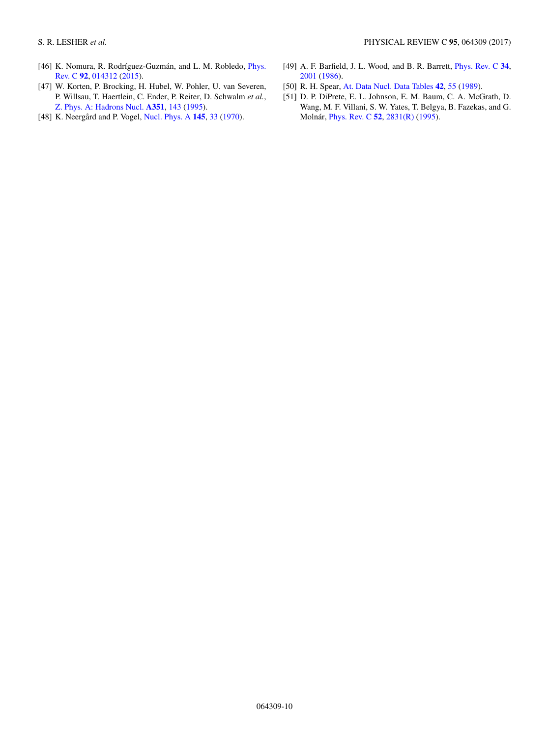[46] K. Nomura, R. Rodríguez-Guzmán, and L. M. Robledo, Phys. Rev. C **92**, 014312 (2015).

[47] W. Korten, P. Brocking, H. Hubel, W. Pohler, U. van Severen, P. Willsau, T. Haertlein, C. Ender, P. Reiter, D. Schwalm *et al.*, Z. Phys. A: Hadrons Nucl. **A351**, 143 (1995).

[48] K. Neergård and P. Vogel, Nucl. Phys. A **145**, 33 (1970).

[49] A. F. Barfield, J. L. Wood, and B. R. Barrett, Phys. Rev. C **34**, 2001 (1986).

[50] R. H. Spear, At. Data Nucl. Data Tables **42**, 55 (1989).

[51] D. P. DiPrete, E. L. Johnson, E. M. Baum, C. A. McGrath, D. Wang, M. F. Villani, S. W. Yates, T. Belgya, B. Fazekas, and G. Molnár, Phys. Rev. C **52**, 2831(R) (1995).